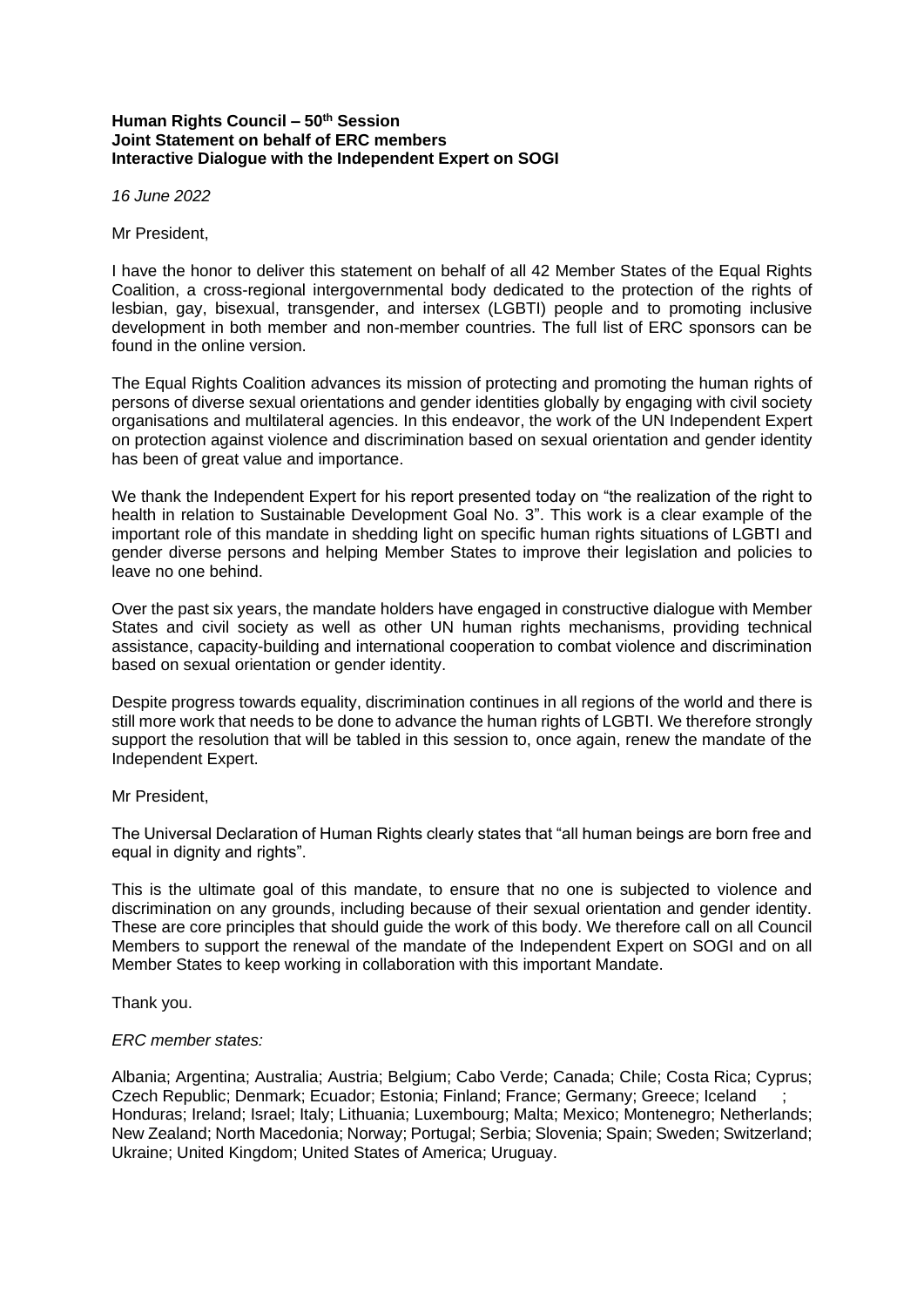**Human Rights Council – 50th Session**
**Joint Statement on behalf of ERC members**
**Interactive Dialogue with the Independent Expert on SOGI**

*16 June 2022*

Mr President,

I have the honor to deliver this statement on behalf of all 42 Member States of the Equal Rights Coalition, a cross-regional intergovernmental body dedicated to the protection of the rights of lesbian, gay, bisexual, transgender, and intersex (LGBTI) people and to promoting inclusive development in both member and non-member countries. The full list of ERC sponsors can be found in the online version.

The Equal Rights Coalition advances its mission of protecting and promoting the human rights of persons of diverse sexual orientations and gender identities globally by engaging with civil society organisations and multilateral agencies. In this endeavor, the work of the UN Independent Expert on protection against violence and discrimination based on sexual orientation and gender identity has been of great value and importance.

We thank the Independent Expert for his report presented today on "the realization of the right to health in relation to Sustainable Development Goal No. 3". This work is a clear example of the important role of this mandate in shedding light on specific human rights situations of LGBTI and gender diverse persons and helping Member States to improve their legislation and policies to leave no one behind.

Over the past six years, the mandate holders have engaged in constructive dialogue with Member States and civil society as well as other UN human rights mechanisms, providing technical assistance, capacity-building and international cooperation to combat violence and discrimination based on sexual orientation or gender identity.

Despite progress towards equality, discrimination continues in all regions of the world and there is still more work that needs to be done to advance the human rights of LGBTI. We therefore strongly support the resolution that will be tabled in this session to, once again, renew the mandate of the Independent Expert.

Mr President,

The Universal Declaration of Human Rights clearly states that "all human beings are born free and equal in dignity and rights".

This is the ultimate goal of this mandate, to ensure that no one is subjected to violence and discrimination on any grounds, including because of their sexual orientation and gender identity. These are core principles that should guide the work of this body. We therefore call on all Council Members to support the renewal of the mandate of the Independent Expert on SOGI and on all Member States to keep working in collaboration with this important Mandate.

Thank you.

*ERC member states:*

Albania; Argentina; Australia; Austria; Belgium; Cabo Verde; Canada; Chile; Costa Rica; Cyprus; Czech Republic; Denmark; Ecuador; Estonia; Finland; France; Germany; Greece; Iceland ; Honduras; Ireland; Israel; Italy; Lithuania; Luxembourg; Malta; Mexico; Montenegro; Netherlands; New Zealand; North Macedonia; Norway; Portugal; Serbia; Slovenia; Spain; Sweden; Switzerland; Ukraine; United Kingdom; United States of America; Uruguay.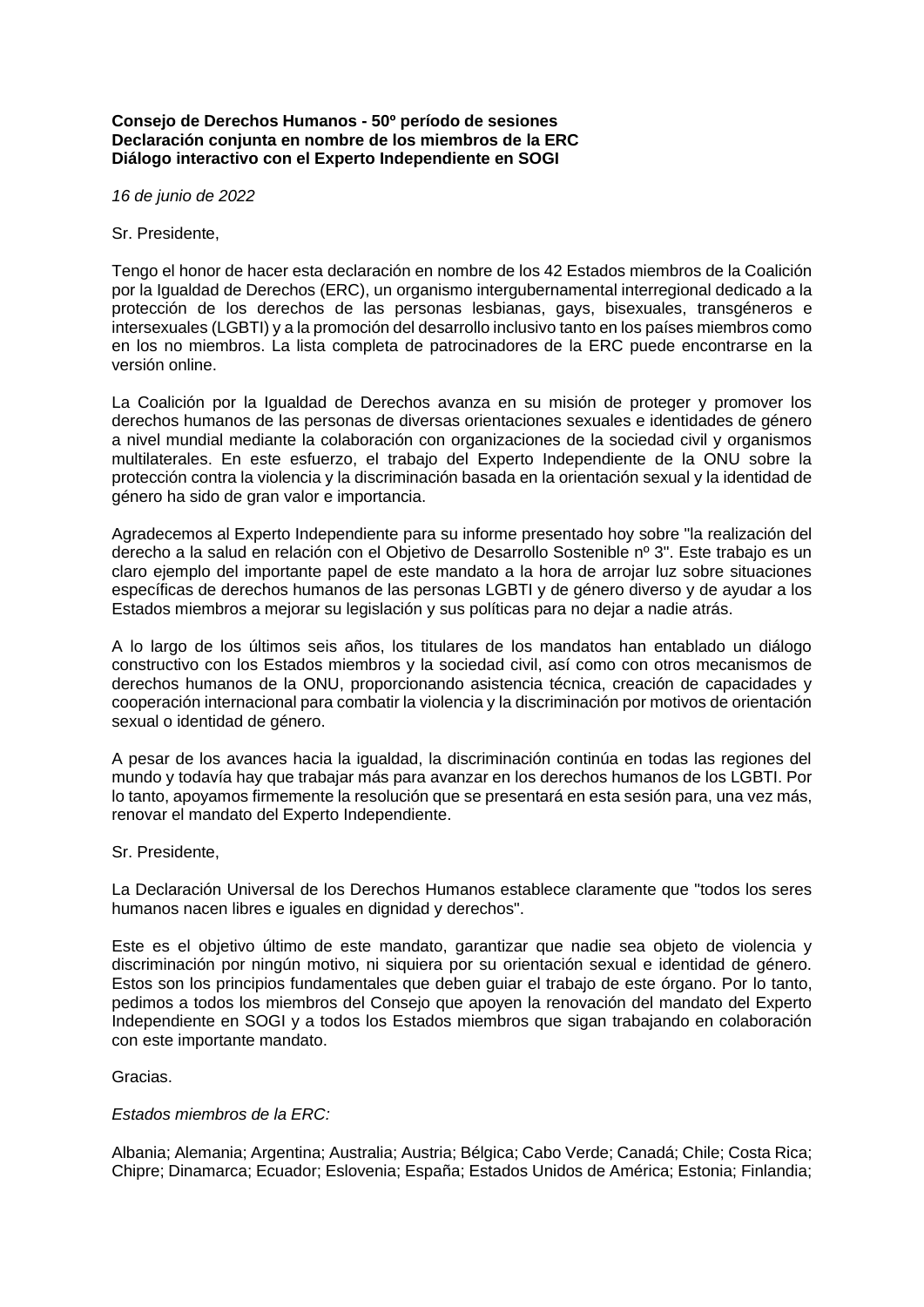**Consejo de Derechos Humanos - 50º período de sesiones**
**Declaración conjunta en nombre de los miembros de la ERC**
**Diálogo interactivo con el Experto Independiente en SOGI**

*16 de junio de 2022*

Sr. Presidente,

Tengo el honor de hacer esta declaración en nombre de los 42 Estados miembros de la Coalición por la Igualdad de Derechos (ERC), un organismo intergubernamental interregional dedicado a la protección de los derechos de las personas lesbianas, gays, bisexuales, transgéneros e intersexuales (LGBTI) y a la promoción del desarrollo inclusivo tanto en los países miembros como en los no miembros. La lista completa de patrocinadores de la ERC puede encontrarse en la versión online.

La Coalición por la Igualdad de Derechos avanza en su misión de proteger y promover los derechos humanos de las personas de diversas orientaciones sexuales e identidades de género a nivel mundial mediante la colaboración con organizaciones de la sociedad civil y organismos multilaterales. En este esfuerzo, el trabajo del Experto Independiente de la ONU sobre la protección contra la violencia y la discriminación basada en la orientación sexual y la identidad de género ha sido de gran valor e importancia.

Agradecemos al Experto Independiente para su informe presentado hoy sobre "la realización del derecho a la salud en relación con el Objetivo de Desarrollo Sostenible nº 3". Este trabajo es un claro ejemplo del importante papel de este mandato a la hora de arrojar luz sobre situaciones específicas de derechos humanos de las personas LGBTI y de género diverso y de ayudar a los Estados miembros a mejorar su legislación y sus políticas para no dejar a nadie atrás.

A lo largo de los últimos seis años, los titulares de los mandatos han entablado un diálogo constructivo con los Estados miembros y la sociedad civil, así como con otros mecanismos de derechos humanos de la ONU, proporcionando asistencia técnica, creación de capacidades y cooperación internacional para combatir la violencia y la discriminación por motivos de orientación sexual o identidad de género.

A pesar de los avances hacia la igualdad, la discriminación continúa en todas las regiones del mundo y todavía hay que trabajar más para avanzar en los derechos humanos de los LGBTI. Por lo tanto, apoyamos firmemente la resolución que se presentará en esta sesión para, una vez más, renovar el mandato del Experto Independiente.

Sr. Presidente,

La Declaración Universal de los Derechos Humanos establece claramente que "todos los seres humanos nacen libres e iguales en dignidad y derechos".

Este es el objetivo último de este mandato, garantizar que nadie sea objeto de violencia y discriminación por ningún motivo, ni siquiera por su orientación sexual e identidad de género. Estos son los principios fundamentales que deben guiar el trabajo de este órgano. Por lo tanto, pedimos a todos los miembros del Consejo que apoyen la renovación del mandato del Experto Independiente en SOGI y a todos los Estados miembros que sigan trabajando en colaboración con este importante mandato.

Gracias.

*Estados miembros de la ERC:*

Albania; Alemania; Argentina; Australia; Austria; Bélgica; Cabo Verde; Canadá; Chile; Costa Rica; Chipre; Dinamarca; Ecuador; Eslovenia; España; Estados Unidos de América; Estonia; Finlandia;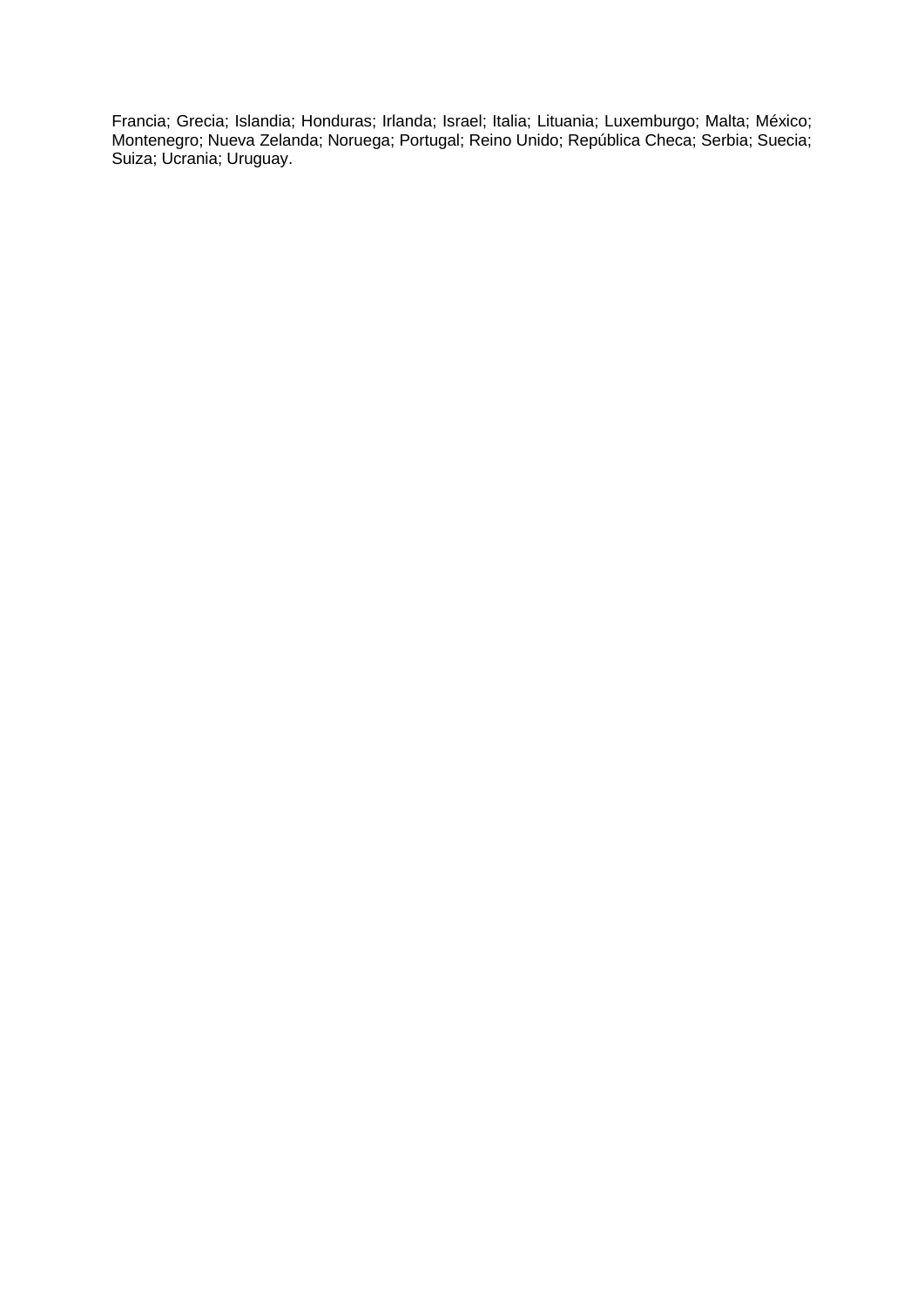Francia; Grecia; Islandia; Honduras; Irlanda; Israel; Italia; Lituania; Luxemburgo; Malta; México; Montenegro; Nueva Zelanda; Noruega; Portugal; Reino Unido; República Checa; Serbia; Suecia; Suiza; Ucrania; Uruguay.